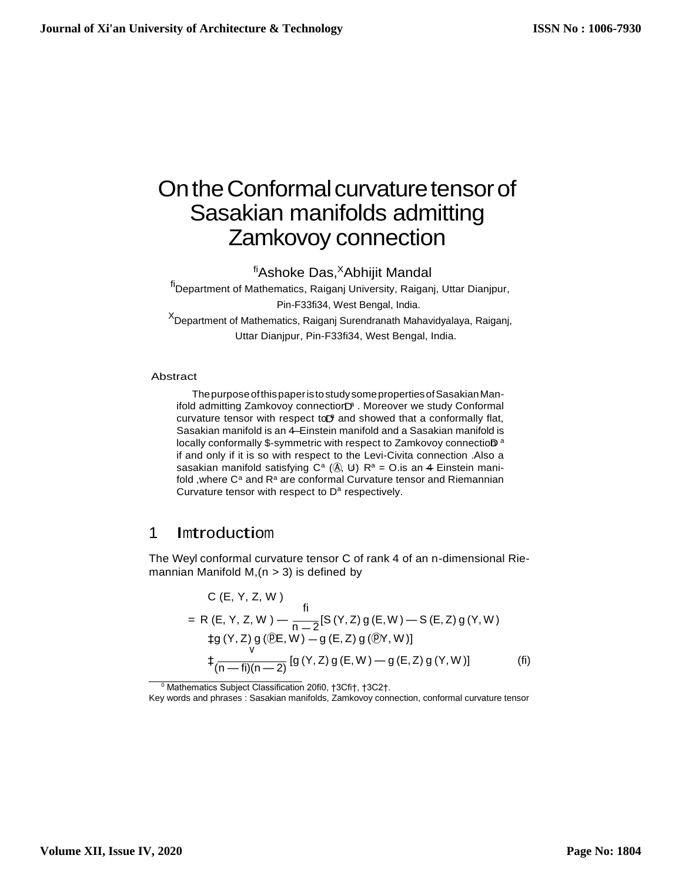# On the Conformal curvature tensor of Sasakian manifolds admitting Zamkovoy connection

[1]Ashoke Das, [2]Abhijit Mandal

[1]Department of Mathematics, Raiganj University, Raiganj, Uttar Dianjpur, Pin-733134, West Bengal, India.

[2]Department of Mathematics, Raiganj Surendranath Mahavidyalaya, Raiganj, Uttar Dianjpur, Pin-733134, West Bengal, India.

## Abstract

The purpose of this paper is to study some properties of Sasakian Manifold admitting Zamkovoy connection $D^a$. Moreover we study Conformal curvature tensor with respect to $D^a$ and showed that a conformally flat, Sasakian manifold is an $\eta$–Einstein manifold and a Sasakian manifold is locally conformally $\phi$-symmetric with respect to Zamkovoy connection $D^a$ if and only if it is so with respect to the Levi-Civita connection. Also a sasakian manifold satisfying $C^a(\xi, U) \cdot R^a = 0$ is an $\eta$- Einstein manifold, where $C^a$ and $R^a$ are conformal Curvature tensor and Riemannian Curvature tensor with respect to $D^a$ respectively.

## 1 Introduction

The Weyl conformal curvature tensor C of rank 4 of an n-dimensional Riemannian Manifold M, $(n > 3)$ is defined by

$$
\begin{aligned}
& C(X, Y, Z, W) \\
= \; & R(X, Y, Z, W) - \frac{1}{n-2}[S(Y, Z) g(X, W) - S(X, Z) g(Y, W) \\
& + g(Y, Z) g(QX, W) - g(X, Z) g(QY, W)] \\
& + \frac{r}{(n-1)(n-2)}[g(Y, Z) g(X, W) - g(X, Z) g(Y, W)] \qquad (1)
\end{aligned}
$$

---

[0] Mathematics Subject Classification 2010, 53C15, 53C25.

Key words and phrases : Sasakian manifolds, Zamkovoy connection, conformal curvature tensor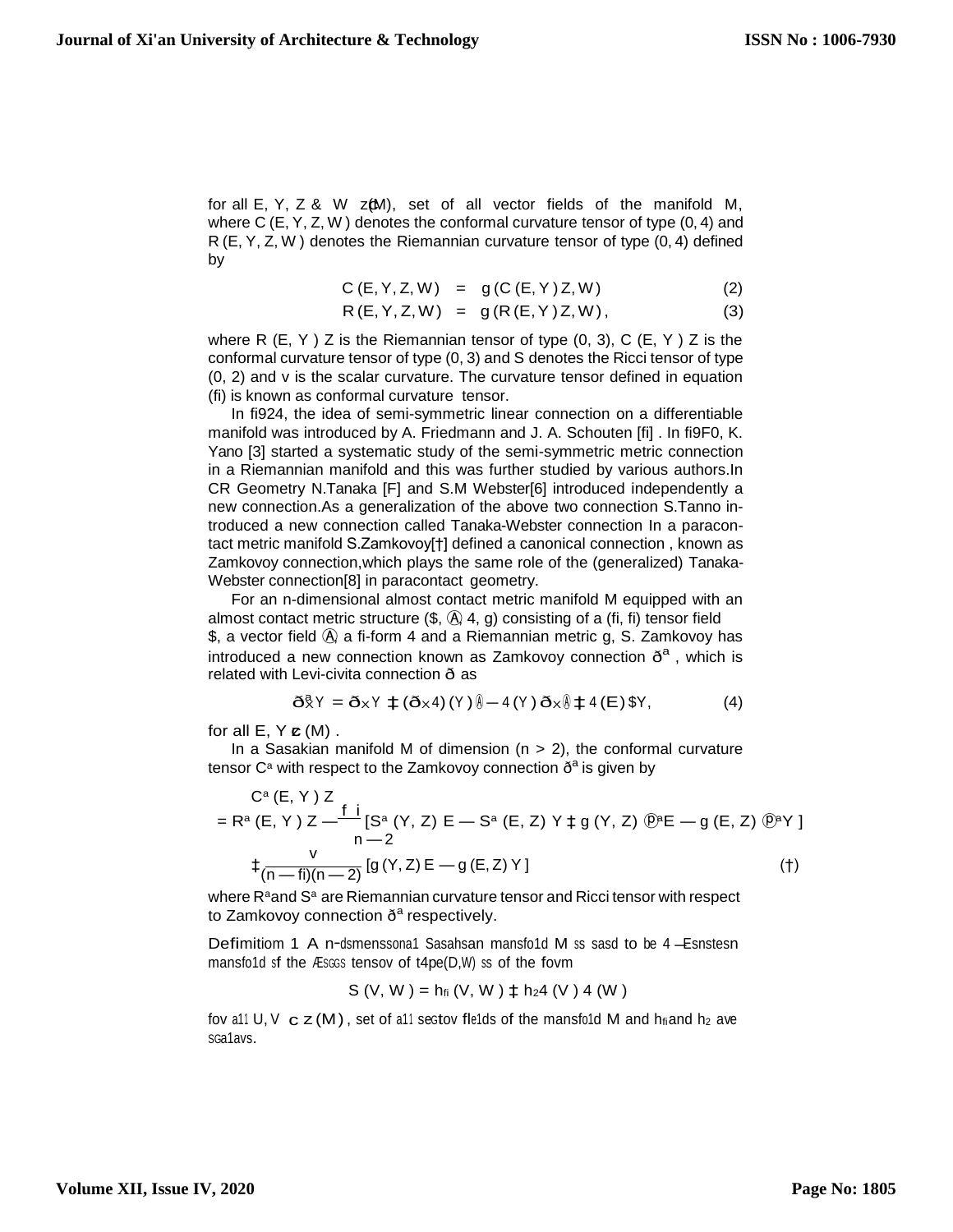for all E, Y, Z & W $\in \chi(M)$, set of all vector fields of the manifold M, where C (E, Y, Z, W ) denotes the conformal curvature tensor of type (0, 4) and R (E, Y, Z, W ) denotes the Riemannian curvature tensor of type (0, 4) defined by

$$C(E, Y, Z, W) = g(C(E, Y)Z, W) \tag{2}$$

$$R(E, Y, Z, W) = g(R(E, Y)Z, W), \tag{3}$$

where R (E, Y ) Z is the Riemannian tensor of type (0, 3), C (E, Y ) Z is the conformal curvature tensor of type (0, 3) and S denotes the Ricci tensor of type (0, 2) and v is the scalar curvature. The curvature tensor defined in equation (fi) is known as conformal curvature tensor.

In fi924, the idea of semi-symmetric linear connection on a differentiable manifold was introduced by A. Friedmann and J. A. Schouten [fi] . In fi9F0, K. Yano [3] started a systematic study of the semi-symmetric metric connection in a Riemannian manifold and this was further studied by various authors.In CR Geometry N.Tanaka [F] and S.M Webster[6] introduced independently a new connection.As a generalization of the above two connection S.Tanno introduced a new connection called Tanaka-Webster connection In a paracontact metric manifold S.Zamkovoy[†] defined a canonical connection , known as Zamkovoy connection,which plays the same role of the (generalized) Tanaka-Webster connection[8] in paracontact geometry.

For an n-dimensional almost contact metric manifold M equipped with an almost contact metric structure ($, Ⓐ, 4, g) consisting of a (fi, fi) tensor field $, a vector field Ⓐ, a fi-form 4 and a Riemannian metric g, S. Zamkovoy has introduced a new connection known as Zamkovoy connection $\eth^a$ , which is related with Levi-civita connection ð as

$$\eth^a_X Y = \eth_X Y + (\eth_X 4)(Y) Ⓐ - 4(Y) \eth_X Ⓐ + 4(E) \$ Y, \tag{4}$$

for all E, Y $\in \chi(M)$ .

In a Sasakian manifold M of dimension (n > 2), the conformal curvature tensor $C^a$ with respect to the Zamkovoy connection $\eth^a$ is given by

$$C^a(E, Y)Z = R^a(E, Y)Z - \frac{fi}{n-2}\left[S^a(Y, Z)E - S^a(E, Z)Y + g(Y, Z) Ⓟ^a E - g(E, Z) Ⓟ^a Y\right] + \frac{v}{(n-fi)(n-2)}\left[g(Y, Z)E - g(E, Z)Y\right] \tag{†}$$

where $R^a$ and $S^a$ are Riemannian curvature tensor and Ricci tensor with respect to Zamkovoy connection $\eth^a$ respectively.

**Definition 1** A n-dimensional Sasakian manifold M is said to be 4-Einstein manifold if the Ricci tensor of type (0,2) is of the form

$$S(V, W) = h_{fi}(V, W) + h_2 4(V) 4(W)$$

for all U, V $\in \chi(M)$, set of all vector fields of the manifold M and $h_{fi}$ and $h_2$ are scalars.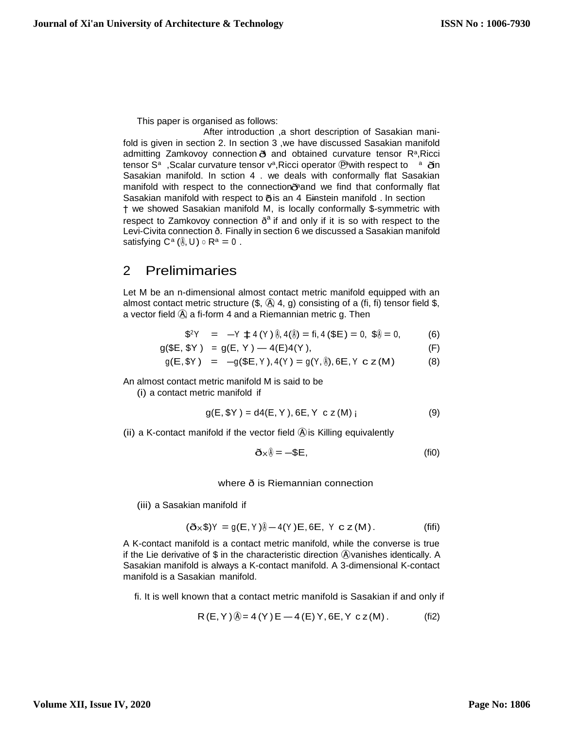This paper is organised as follows:

After introduction ,a short description of Sasakian manifold is given in section 2. In section 3 ,we have discussed Sasakian manifold admitting Zamkovoy connection ð and obtained curvature tensor Rª,Ricci tensor Sª ,Scalar curvature tensor vª,Ricci operator ⓟª with respect to ª ð in Sasakian manifold. In sction 4 . we deals with conformally flat Sasakian manifold with respect to the connection ðª and we find that conformally flat Sasakian manifold with respect to ð is an 4 Einstein manifold . In section † we showed Sasakian manifold M, is locally conformally $-symmetric with respect to Zamkovoy connection ðª if and only if it is so with respect to the Levi-Civita connection ð. Finally in section 6 we discussed a Sasakian manifold satisfying Cª (Ⓐ, U) ◦ Rª = 0 .

## 2 Prelimimaries

Let M be an n-dimensional almost contact metric manifold equipped with an almost contact metric structure ($, Ⓐ, 4, g) consisting of a (fi, fi) tensor field $, a vector field Ⓐ, a fi-form 4 and a Riemannian metric g. Then

$$\$^2Y = -Y + 4(Y)Ⓐ, 4(Ⓐ) = fi, 4(\$E) = 0, \$Ⓐ = 0, \quad (6)$$

$$g(\$E, \$Y) = g(E, Y) - 4(E)4(Y), \quad (F)$$

$$g(E, \$Y) = -g(\$E, Y), 4(Y) = g(Y, Ⓐ), 6E, Y \in z(M) \quad (8)$$

An almost contact metric manifold M is said to be

(i) a contact metric manifold if

$$g(E, \$Y) = d4(E, Y), 6E, Y \in z(M) ; \quad (9)$$

(ii) a K-contact manifold if the vector field Ⓐ is Killing equivalently

$$ð_X Ⓐ = -\$E, \quad (fi0)$$

where ð is Riemannian connection

(iii) a Sasakian manifold if

$$(ð_X \$)Y = g(E, Y)Ⓐ - 4(Y)E, 6E, Y \in z(M). \quad (fifi)$$

A K-contact manifold is a contact metric manifold, while the converse is true if the Lie derivative of $ in the characteristic direction Ⓐ vanishes identically. A Sasakian manifold is always a K-contact manifold. A 3-dimensional K-contact manifold is a Sasakian manifold.

fi. It is well known that a contact metric manifold is Sasakian if and only if

$$R(E, Y)Ⓐ = 4(Y)E - 4(E)Y, 6E, Y \in z(M). \quad (fi2)$$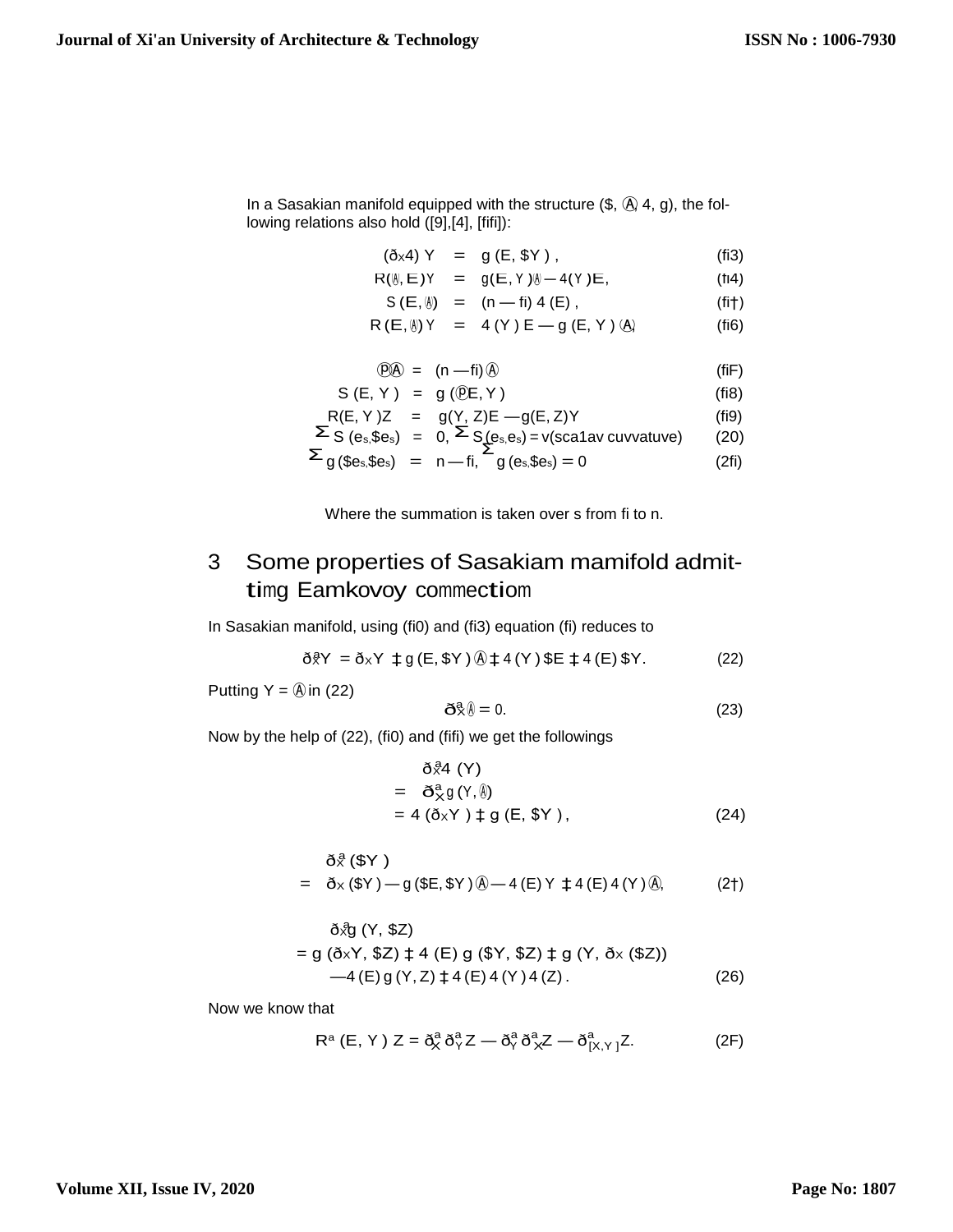In a Sasakian manifold equipped with the structure $(\phi, \xi, \eta, g)$, the following relations also hold ([9],[4], [11]):

$$(\nabla_X \eta)\, Y = g(X, \phi Y), \tag{13}$$

$$R(\xi, X)Y = g(X, Y)\xi - \eta(Y)X, \tag{14}$$

$$S(X, \xi) = (n-1)\,\eta(X), \tag{15}$$

$$R(X, \xi)Y = \eta(Y)X - g(X, Y)\xi, \tag{16}$$

$$Q\xi = (n-1)\xi \tag{17}$$

$$S(X, Y) = g(QX, Y) \tag{18}$$

$$R(X, Y)Z = g(Y, Z)X - g(X, Z)Y \tag{19}$$

$$\sum S(e_s, \phi e_s) = 0, \quad \sum S(e_s, e_s) = r \text{ (scalar curvature)} \tag{20}$$

$$\sum g(\phi e_s, \phi e_s) = n-1, \quad \sum g(e_s, \phi e_s) = 0 \tag{21}$$

Where the summation is taken over s from 1 to n.

## 3 Some properties of Sasakian manifold admitting Zamkovoy connection

In Sasakian manifold, using (10) and (13) equation (1) reduces to

$$\nabla^*_X Y = \nabla_X Y + g(X, \phi Y)\xi + \eta(Y)\phi X + \eta(X)\phi Y. \tag{22}$$

Putting $Y = \xi$ in (22)

$$\nabla^*_X \xi = 0. \tag{23}$$

Now by the help of (22), (10) and (11) we get the followings

$$\begin{aligned} &(\nabla^*_X \eta)(Y) \\ &= (\nabla^*_X g)(Y, \xi) \\ &= \eta(\nabla_X Y) + g(X, \phi Y), \end{aligned} \tag{24}$$

$$\begin{aligned} &(\nabla^*_X \phi)(Y) \\ &= \nabla_X(\phi Y) - g(\phi X, \phi Y)\xi - \eta(X)Y + \eta(X)\eta(Y)\xi, \end{aligned} \tag{25}$$

$$\begin{aligned} &(\nabla^*_X g)(Y, \phi Z) \\ &= g(\nabla_X Y, \phi Z) + \eta(X)\, g(\phi Y, \phi Z) + g(Y, \nabla_X(\phi Z)) \\ &\quad - \eta(X)\, g(Y, Z) + \eta(X)\eta(Y)\eta(Z). \end{aligned} \tag{26}$$

Now we know that

$$R^*(X, Y)Z = \nabla^*_X \nabla^*_Y Z - \nabla^*_Y \nabla^*_X Z - \nabla^*_{[X,Y]} Z. \tag{27}$$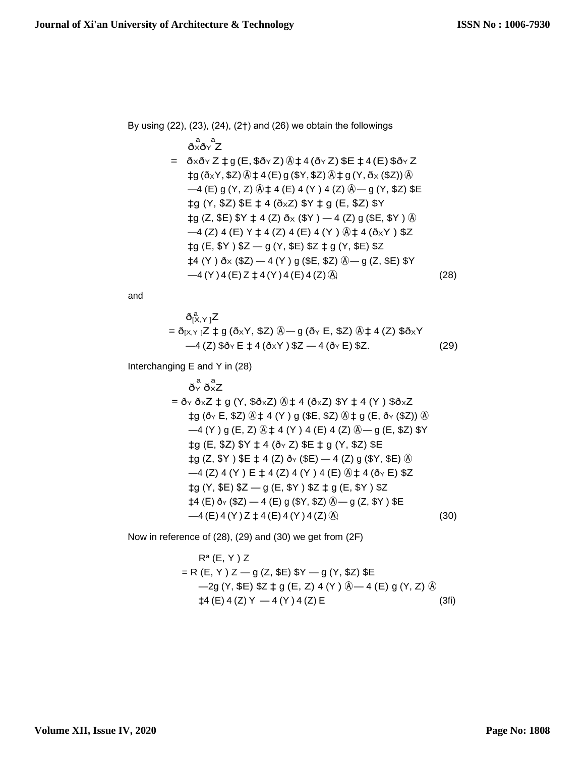By using (22), (23), (24), (2†) and (26) we obtain the followings

$$
\begin{aligned}
&\overset{a}{\eth}_X \overset{a}{\eth}_Y Z \\
= \;& \eth_X \eth_Y Z \ddagger g(E, \$\eth_Y Z)\textcircled{A} \ddagger 4(\eth_Y Z)\$E \ddagger 4(E)\$\eth_Y Z \\
&\ddagger g(\eth_X Y, \$Z)\textcircled{A} \ddagger 4(E)\, g(\$Y, \$Z)\textcircled{A} \ddagger g(Y, \eth_X(\$Z))\textcircled{A} \\
&— 4(E)\, g(Y, Z)\textcircled{A} \ddagger 4(E)\, 4(Y)\, 4(Z)\textcircled{A} — g(Y, \$Z)\$E \\
&\ddagger g(Y, \$Z)\$E \ddagger 4(\eth_X Z)\$Y \ddagger g(E, \$Z)\$Y \\
&\ddagger g(Z, \$E)\$Y \ddagger 4(Z)\, \eth_X(\$Y) — 4(Z)\, g(\$E, \$Y)\textcircled{A} \\
&— 4(Z)\, 4(E)\, Y \ddagger 4(Z)\, 4(E)\, 4(Y)\textcircled{A} \ddagger 4(\eth_X Y)\$Z \\
&\ddagger g(E, \$Y)\$Z — g(Y, \$E)\$Z \ddagger g(Y, \$E)\$Z \\
&\ddagger 4(Y)\, \eth_X(\$Z) — 4(Y)\, g(\$E, \$Z)\textcircled{A} — g(Z, \$E)\$Y \\
&— 4(Y)\, 4(E)\, Z \ddagger 4(Y)\, 4(E)\, 4(Z)\textcircled{A},
\end{aligned}
\tag{28}
$$

and

$$
\begin{aligned}
&\overset{a}{\eth}_{[X,Y]} Z \\
= \;& \eth_{[X,Y]} Z \ddagger g(\eth_X Y, \$Z)\textcircled{A} — g(\eth_Y E, \$Z)\textcircled{A} \ddagger 4(Z)\$\eth_X Y \\
&— 4(Z)\$\eth_Y E \ddagger 4(\eth_X Y)\$Z — 4(\eth_Y E)\$Z.
\end{aligned}
\tag{29}
$$

Interchanging E and Y in (28)

$$
\begin{aligned}
&\overset{a}{\eth}_Y \overset{a}{\eth}_X Z \\
= \;& \eth_Y \eth_X Z \ddagger g(Y, \$\eth_X Z)\textcircled{A} \ddagger 4(\eth_X Z)\$Y \ddagger 4(Y)\$\eth_X Z \\
&\ddagger g(\eth_Y E, \$Z)\textcircled{A} \ddagger 4(Y)\, g(\$E, \$Z)\textcircled{A} \ddagger g(E, \eth_Y(\$Z))\textcircled{A} \\
&— 4(Y)\, g(E, Z)\textcircled{A} \ddagger 4(Y)\, 4(E)\, 4(Z)\textcircled{A} — g(E, \$Z)\$Y \\
&\ddagger g(E, \$Z)\$Y \ddagger 4(\eth_Y Z)\$E \ddagger g(Y, \$Z)\$E \\
&\ddagger g(Z, \$Y)\$E \ddagger 4(Z)\, \eth_Y(\$E) — 4(Z)\, g(\$Y, \$E)\textcircled{A} \\
&— 4(Z)\, 4(Y)\, E \ddagger 4(Z)\, 4(Y)\, 4(E)\textcircled{A} \ddagger 4(\eth_Y E)\$Z \\
&\ddagger g(Y, \$E)\$Z — g(E, \$Y)\$Z \ddagger g(E, \$Y)\$Z \\
&\ddagger 4(E)\, \eth_Y(\$Z) — 4(E)\, g(\$Y, \$Z)\textcircled{A} — g(Z, \$Y)\$E \\
&— 4(E)\, 4(Y)\, Z \ddagger 4(E)\, 4(Y)\, 4(Z)\textcircled{A},
\end{aligned}
\tag{30}
$$

Now in reference of (28), (29) and (30) we get from (2F)

$$
\begin{aligned}
&R^a(E, Y)\, Z \\
= \;& R(E, Y)\, Z — g(Z, \$E)\$Y — g(Y, \$Z)\$E \\
&— 2g(Y, \$E)\$Z \ddagger g(E, Z)\, 4(Y)\textcircled{A} — 4(E)\, g(Y, Z)\textcircled{A} \\
&\ddagger 4(E)\, 4(Z)\, Y — 4(Y)\, 4(Z)\, E
\end{aligned}
\tag{3fi}
$$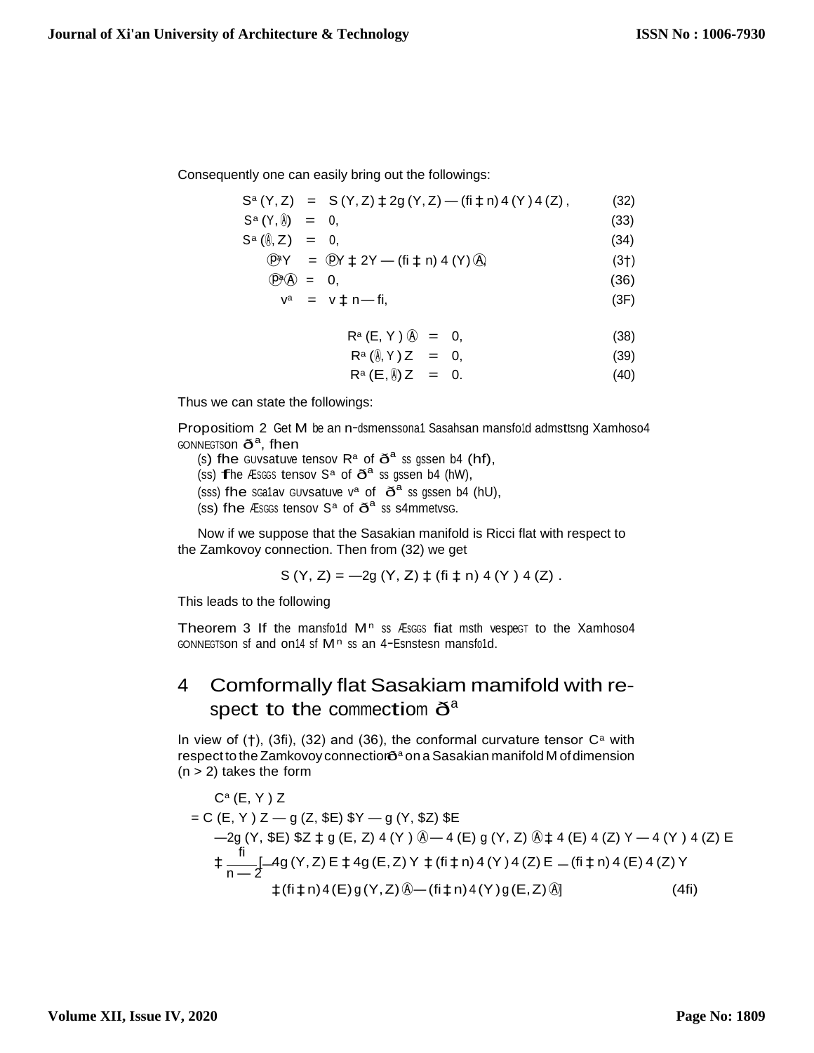Consequently one can easily bring out the followings:

$$S^*(Y,Z) = S(Y,Z) + 2g(Y,Z) - (1+n)\eta(Y)\eta(Z), \tag{32}$$

$$S^*(Y,\xi) = 0, \tag{33}$$

$$S^*(\xi,Z) = 0, \tag{34}$$

$$Q^*Y = QY + 2Y - (1+n)\eta(Y)\xi, \tag{35}$$

$$Q^*\xi = 0, \tag{36}$$

$$r^* = r + n - 1, \tag{37}$$

$$R^*(E,Y)\xi = 0, \tag{38}$$

$$R^*(\xi,Y)Z = 0, \tag{39}$$

$$R^*(E,\xi)Z = 0. \tag{40}$$

Thus we can state the followings:

**Proposition 2** Let $M$ be an $n$-dimensional Sasakian manifold admitting Zamkovoy connection $\nabla^*$, then

(i) the curvature tensor $R^*$ of $\nabla^*$ is given by (38),

(ii) the Ricci tensor $S^*$ of $\nabla^*$ is given by (32),

(iii) the scalar curvature $r^*$ of $\nabla^*$ is given by (37),

(iv) the Ricci tensor $S^*$ of $\nabla^*$ is symmetric.

Now if we suppose that the Sasakian manifold is Ricci flat with respect to the Zamkovoy connection. Then from (32) we get

$$S(Y,Z) = -2g(Y,Z) + (1+n)\eta(Y)\eta(Z).$$

This leads to the following

**Theorem 3** If the manifold $M^n$ is Ricci flat with respect to the Zamkovoy connection if and only if $M^n$ is an $\eta$-Einstein manifold.

## 4 Conformally flat Sasakian manifold with respect to the connection $\nabla^*$

In view of (5), (31), (32) and (36), the conformal curvature tensor $C^*$ with respect to the Zamkovoy connection $\nabla^*$ on a Sasakian manifold M of dimension $(n > 2)$ takes the form

$$\begin{aligned}
&C^*(E,Y)Z \\
&= C(E,Y)Z - g(Z,\phi E)\phi Y - g(Y,\phi Z)\phi E \\
&\quad -2g(Y,\phi E)\phi Z + g(E,Z)\eta(Y)\xi - \eta(E)g(Y,Z)\xi + \eta(E)\eta(Z)Y - \eta(Y)\eta(Z)E \\
&\quad + \frac{1}{n-2}\big[-4g(Y,Z)E + 4g(E,Z)Y + (1+n)\eta(Y)\eta(Z)E - (1+n)\eta(E)\eta(Z)Y \\
&\qquad + (1+n)\eta(E)g(Y,Z)\xi - (1+n)\eta(Y)g(E,Z)\xi\big]
\end{aligned} \tag{41}$$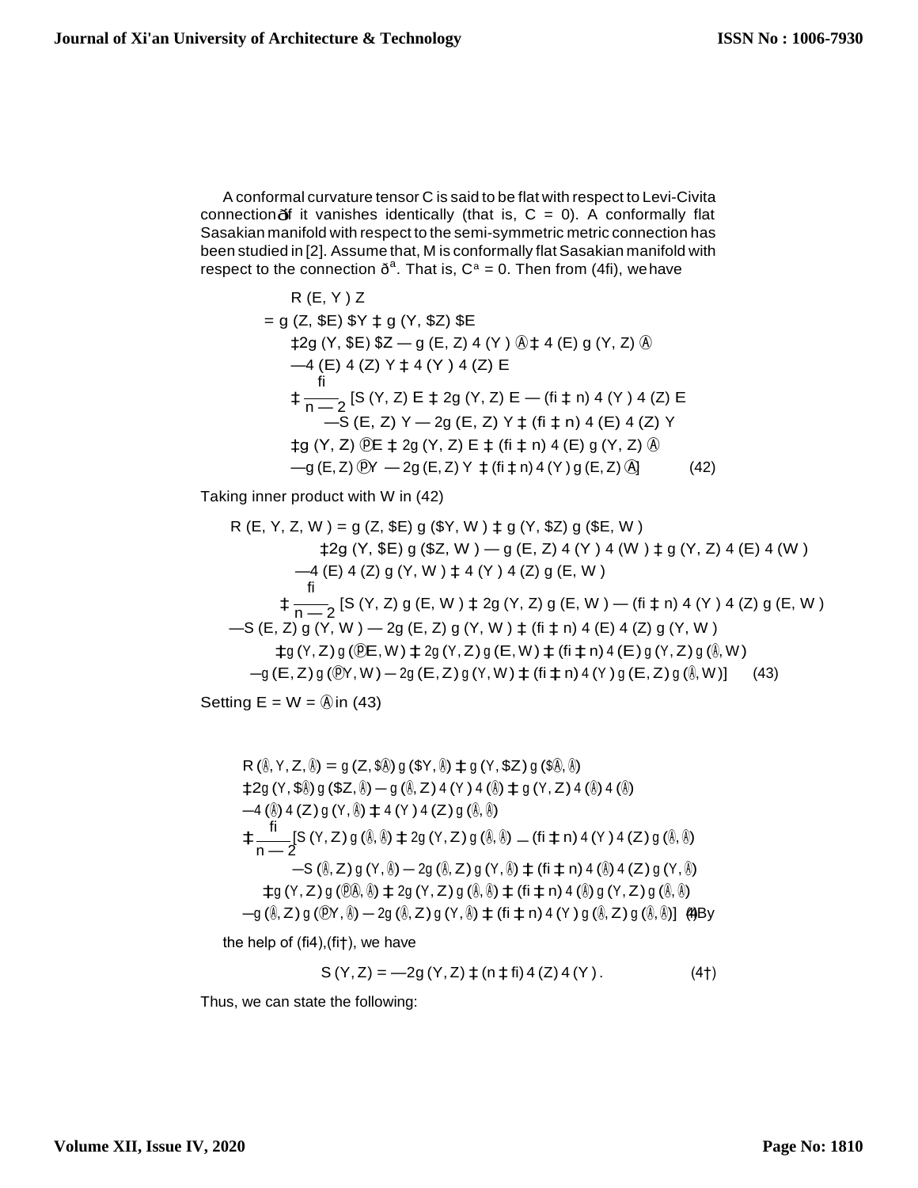A conformal curvature tensor C is said to be flat with respect to Levi-Civita connection ð if it vanishes identically (that is, C = 0). A conformally flat Sasakian manifold with respect to the semi-symmetric metric connection has been studied in [2]. Assume that, M is conformally flat Sasakian manifold with respect to the connection $ð^{a}$. That is, $C^{a} = 0$. Then from (4fi), we have

$$
\begin{aligned}
&R(E, Y)Z \\
&= g(Z, \$E)\,\$Y \ddagger g(Y, \$Z)\,\$E \\
&\quad \ddagger 2g(Y, \$E)\,\$Z - g(E, Z)\,4(Y)\,\text{Ⓐ} \ddagger 4(E)\,g(Y, Z)\,\text{Ⓐ} \\
&\quad - 4(E)\,4(Z)\,Y \ddagger 4(Y)\,4(Z)\,E \\
&\quad \ddagger \frac{\text{fi}}{n-2}\,[S(Y, Z)\,E \ddagger 2g(Y, Z)\,E - (\text{fi} \ddagger n)\,4(Y)\,4(Z)\,E \\
&\qquad - S(E, Z)\,Y - 2g(E, Z)\,Y \ddagger (\text{fi} \ddagger n)\,4(E)\,4(Z)\,Y \\
&\quad \ddagger g(Y, Z)\,\text{℗}E \ddagger 2g(Y, Z)\,E \ddagger (\text{fi} \ddagger n)\,4(E)\,g(Y, Z)\,\text{Ⓐ} \\
&\quad - g(E, Z)\,\text{℗}Y - 2g(E, Z)\,Y \ddagger (\text{fi} \ddagger n)\,4(Y)\,g(E, Z)\,\text{Ⓐ}] \qquad (42)
\end{aligned}
$$

Taking inner product with W in (42)

$$
\begin{aligned}
R(E, Y, Z, W) &= g(Z, \$E)\,g(\$Y, W) \ddagger g(Y, \$Z)\,g(\$E, W) \\
&\quad \ddagger 2g(Y, \$E)\,g(\$Z, W) - g(E, Z)\,4(Y)\,4(W) \ddagger g(Y, Z)\,4(E)\,4(W) \\
&\quad - 4(E)\,4(Z)\,g(Y, W) \ddagger 4(Y)\,4(Z)\,g(E, W) \\
&\quad \ddagger \frac{\text{fi}}{n-2}\,[S(Y, Z)\,g(E, W) \ddagger 2g(Y, Z)\,g(E, W) - (\text{fi} \ddagger n)\,4(Y)\,4(Z)\,g(E, W) \\
&\quad - S(E, Z)\,g(Y, W) - 2g(E, Z)\,g(Y, W) \ddagger (\text{fi} \ddagger n)\,4(E)\,4(Z)\,g(Y, W) \\
&\quad \ddagger g(Y, Z)\,g(\text{℗}E, W) \ddagger 2g(Y, Z)\,g(E, W) \ddagger (\text{fi} \ddagger n)\,4(E)\,g(Y, Z)\,g(\text{Ⓐ}, W) \\
&\quad - g(E, Z)\,g(\text{℗}Y, W) - 2g(E, Z)\,g(Y, W) \ddagger (\text{fi} \ddagger n)\,4(Y)\,g(E, Z)\,g(\text{Ⓐ}, W)] \qquad (43)
\end{aligned}
$$

Setting E = W = Ⓐ in (43)

$$
\begin{aligned}
&R(\text{Ⓐ}, Y, Z, \text{Ⓐ}) = g(Z, \$\text{Ⓐ})\,g(\$Y, \text{Ⓐ}) \ddagger g(Y, \$Z)\,g(\$\text{Ⓐ}, \text{Ⓐ}) \\
&\ddagger 2g(Y, \$\text{Ⓐ})\,g(\$Z, \text{Ⓐ}) - g(\text{Ⓐ}, Z)\,4(Y)\,4(\text{Ⓐ}) \ddagger g(Y, Z)\,4(\text{Ⓐ})\,4(\text{Ⓐ}) \\
&- 4(\text{Ⓐ})\,4(Z)\,g(Y, \text{Ⓐ}) \ddagger 4(Y)\,4(Z)\,g(\text{Ⓐ}, \text{Ⓐ}) \\
&\ddagger \frac{\text{fi}}{n-2}\,[S(Y, Z)\,g(\text{Ⓐ}, \text{Ⓐ}) \ddagger 2g(Y, Z)\,g(\text{Ⓐ}, \text{Ⓐ}) - (\text{fi} \ddagger n)\,4(Y)\,4(Z)\,g(\text{Ⓐ}, \text{Ⓐ}) \\
&\qquad - S(\text{Ⓐ}, Z)\,g(Y, \text{Ⓐ}) - 2g(\text{Ⓐ}, Z)\,g(Y, \text{Ⓐ}) \ddagger (\text{fi} \ddagger n)\,4(\text{Ⓐ})\,4(Z)\,g(Y, \text{Ⓐ}) \\
&\quad \ddagger g(Y, Z)\,g(\text{℗}\text{Ⓐ}, \text{Ⓐ}) \ddagger 2g(Y, Z)\,g(\text{Ⓐ}, \text{Ⓐ}) \ddagger (\text{fi} \ddagger n)\,4(\text{Ⓐ})\,g(Y, Z)\,g(\text{Ⓐ}, \text{Ⓐ}) \\
&- g(\text{Ⓐ}, Z)\,g(\text{℗}Y, \text{Ⓐ}) - 2g(\text{Ⓐ}, Z)\,g(Y, \text{Ⓐ}) \ddagger (\text{fi} \ddagger n)\,4(Y)\,g(\text{Ⓐ}, Z)\,g(\text{Ⓐ}, \text{Ⓐ})] \qquad (44)
\end{aligned}
$$

By the help of (fi4), (fi†), we have

$$
S(Y, Z) = -2g(Y, Z) \ddagger (n \ddagger \text{fi})\,4(Z)\,4(Y). \qquad (4\dagger)
$$

Thus, we can state the following: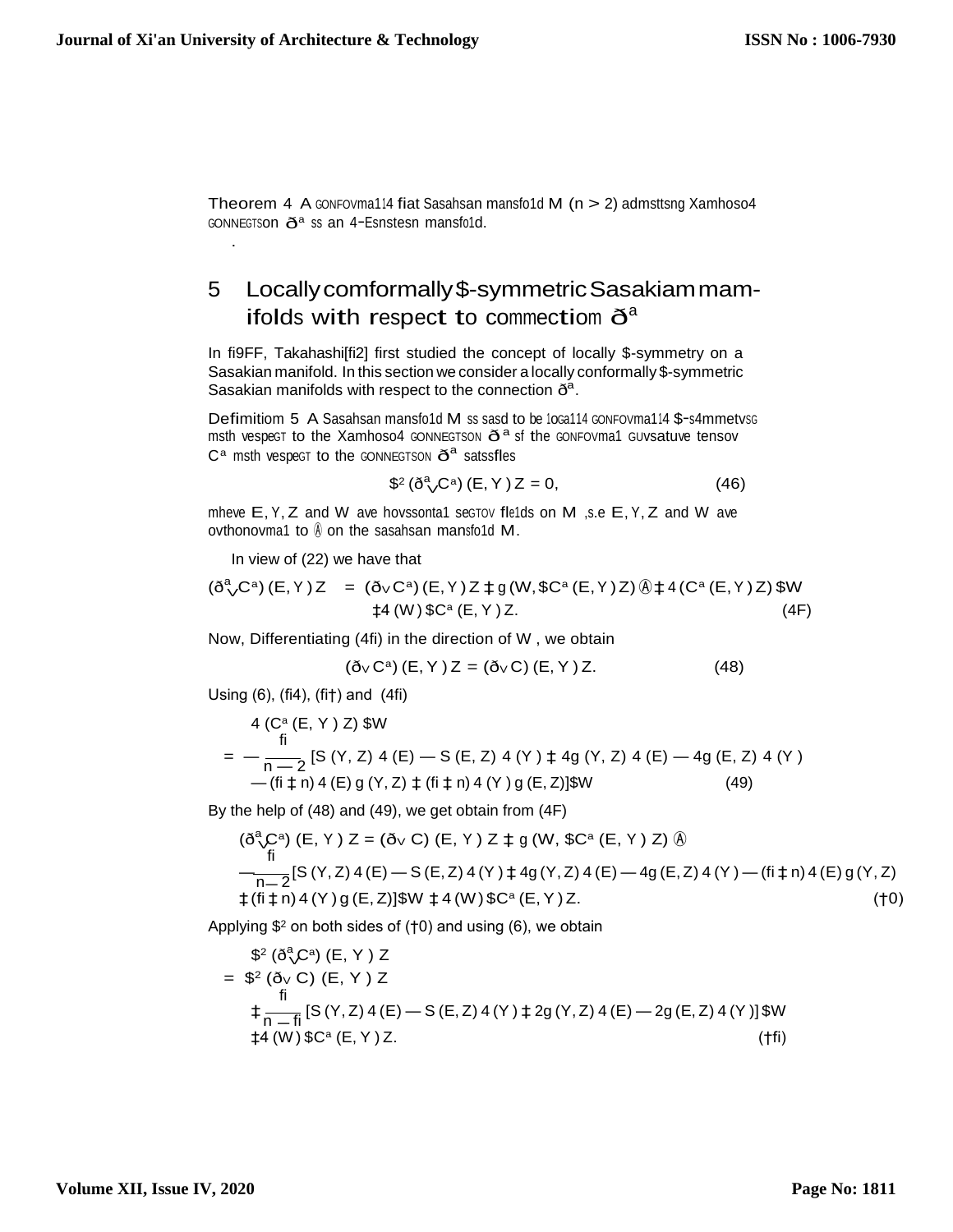Theorem 4 A GONFOVma1l4 fiat Sasahsan mansfo1d M $(n > 2)$ admsttsng Xamhoso4 GONNEGTSon $ð^a$ ss an 4-Esnstesn mansfo1d.

.

## 5 Locally comformally $-symmetric Sasakiam mamifolds with respect to commectiom $ð^a$

In fi9FF, Takahashi[fi2] first studied the concept of locally $-symmetry on a Sasakian manifold. In this section we consider a locally conformally $-symmetric Sasakian manifolds with respect to the connection $ð^a$.

Defimitiom 5 A Sasahsan mansfo1d M ss sasd to be 1oGa114 GONFOVma114 $-s4mmetvSG msth vespeGT to the Xamhoso4 GONNEGTSON $ð^a$ sf the GONFOVma1 GUvsatuve tensov $C^a$ msth vespeGT to the GONNEGTSON $ð^a$ satssfles

$$\$^2 (ð^a_\vee C^a)(E, Y)Z = 0, \tag{46}$$

mheve E, Y, Z and W ave hovssonta1 seGTOV fle1ds on M ,s.e E, Y, Z and W ave ovthonovma1 to Ⓐ on the sasahsan mansfo1d M.

In view of (22) we have that

$$(ð^a_\vee C^a)(E, Y)Z = (ð_\vee C^a)(E, Y)Z ‡ g(W, \$C^a(E, Y)Z) Ⓐ ‡ 4(C^a(E, Y)Z)\$W$$
$$‡4(W)\$C^a(E, Y)Z. \tag{4F}$$

Now, Differentiating (4fi) in the direction of W , we obtain

$$(ð_\vee C^a)(E, Y)Z = (ð_\vee C)(E, Y)Z. \tag{48}$$

Using (6), (fi4), (fi†) and (4fi)

$$4(C^a(E, Y)Z)\$W$$
$$= -\frac{fi}{n-2}[S(Y, Z)4(E) - S(E, Z)4(Y) ‡ 4g(Y, Z)4(E) - 4g(E, Z)4(Y)$$
$$-(fi ‡ n)4(E)g(Y, Z) ‡ (fi ‡ n)4(Y)g(E, Z)]\$W \tag{49}$$

By the help of (48) and (49), we get obtain from (4F)

$$(ð^a_\vee C^a)(E, Y)Z = (ð_\vee C)(E, Y)Z ‡ g(W, \$C^a(E, Y)Z) Ⓐ$$
$$-\frac{fi}{n-2}[S(Y, Z)4(E) - S(E, Z)4(Y) ‡ 4g(Y, Z)4(E) - 4g(E, Z)4(Y) - (fi ‡ n)4(E)g(Y, Z)$$
$$‡(fi ‡ n)4(Y)g(E, Z)]\$W ‡ 4(W)\$C^a(E, Y)Z. \tag{†0}$$

Applying $\$^2$ on both sides of (†0) and using (6), we obtain

$$\$^2(ð^a_\vee C^a)(E, Y)Z$$
$$= \$^2(ð_\vee C)(E, Y)Z$$
$$‡\frac{fi}{n-fi}[S(Y, Z)4(E) - S(E, Z)4(Y) ‡ 2g(Y, Z)4(E) - 2g(E, Z)4(Y)]\$W$$
$$‡4(W)\$C^a(E, Y)Z. \tag{†fi}$$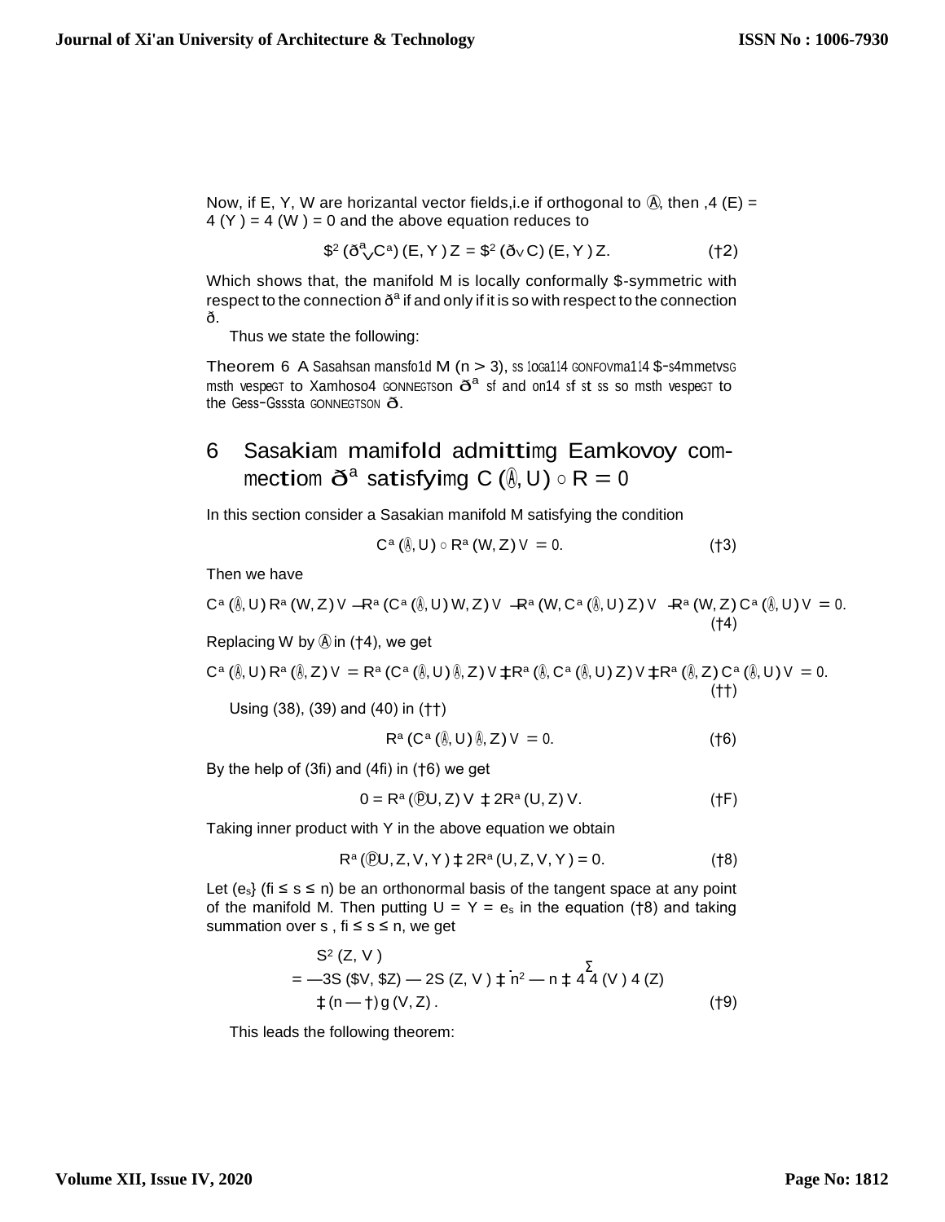Now, if E, Y, W are horizantal vector fields,i.e if orthogonal to Ⓐ, then ,4 (E) = 4 (Y ) = 4 (W ) = 0 and the above equation reduces to

$$\$^2 (ð^a_\vee C^a) (E, Y) Z = \$^2 (ð_\vee C) (E, Y) Z. \qquad (†2)$$

Which shows that, the manifold M is locally conformally \$-symmetric with respect to the connection $ð^a$ if and only if it is so with respect to the connection ð.

Thus we state the following:

Theorem 6 A Sasahsan mansfo1d M (n > 3), ss 1oGa114 GONFOVma114 \$-s4mmetvsG msth vespeGT to Xamhoso4 GONNEGTSon $ð^a$ sf and on14 sf st ss so msth vespeGT to the Gess-Gsssta GONNEGTSON ð.

## 6 Sasakiam mamifold admittimg Eamkovoy commectiom $ð^a$ satisfyimg C (Ⓐ, U) ◦ R = 0

In this section consider a Sasakian manifold M satisfying the condition

$$C^a (Ⓐ, U) \circ R^a (W, Z) V = 0. \qquad (†3)$$

Then we have

$$C^a (Ⓐ, U) R^a (W, Z) V - R^a (C^a (Ⓐ, U) W, Z) V - R^a (W, C^a (Ⓐ, U) Z) V - R^a (W, Z) C^a (Ⓐ, U) V = 0. \qquad (†4)$$

Replacing W by Ⓐ in (†4), we get

$$C^a (Ⓐ, U) R^a (Ⓐ, Z) V = R^a (C^a (Ⓐ, U) Ⓐ, Z) V ‡ R^a (Ⓐ, C^a (Ⓐ, U) Z) V ‡ R^a (Ⓐ, Z) C^a (Ⓐ, U) V = 0. \qquad (††)$$

Using (38), (39) and (40) in (††)

$$R^a (C^a (Ⓐ, U) Ⓐ, Z) V = 0. \qquad (†6)$$

By the help of (3fi) and (4fi) in (†6) we get

$$0 = R^a (ⓟU, Z) V ‡ 2R^a (U, Z) V. \qquad (†F)$$

Taking inner product with Y in the above equation we obtain

$$R^a (ⓟU, Z, V, Y) ‡ 2R^a (U, Z, V, Y) = 0. \qquad (†8)$$

Let $(e_s\}$ (fi ≤ s ≤ n) be an orthonormal basis of the tangent space at any point of the manifold M. Then putting $U = Y = e_s$ in the equation (†8) and taking summation over s , fi ≤ s ≤ n, we get

$$\begin{aligned} & S^2 (Z, V) \\ = & -3S (\$V, \$Z) - 2S (Z, V) ‡ \dot{n}^2 - n ‡ 4\overset{\Sigma}{4} (V) 4 (Z) \\ & ‡ (n - †) g (V, Z). \end{aligned} \qquad (†9)$$

This leads the following theorem: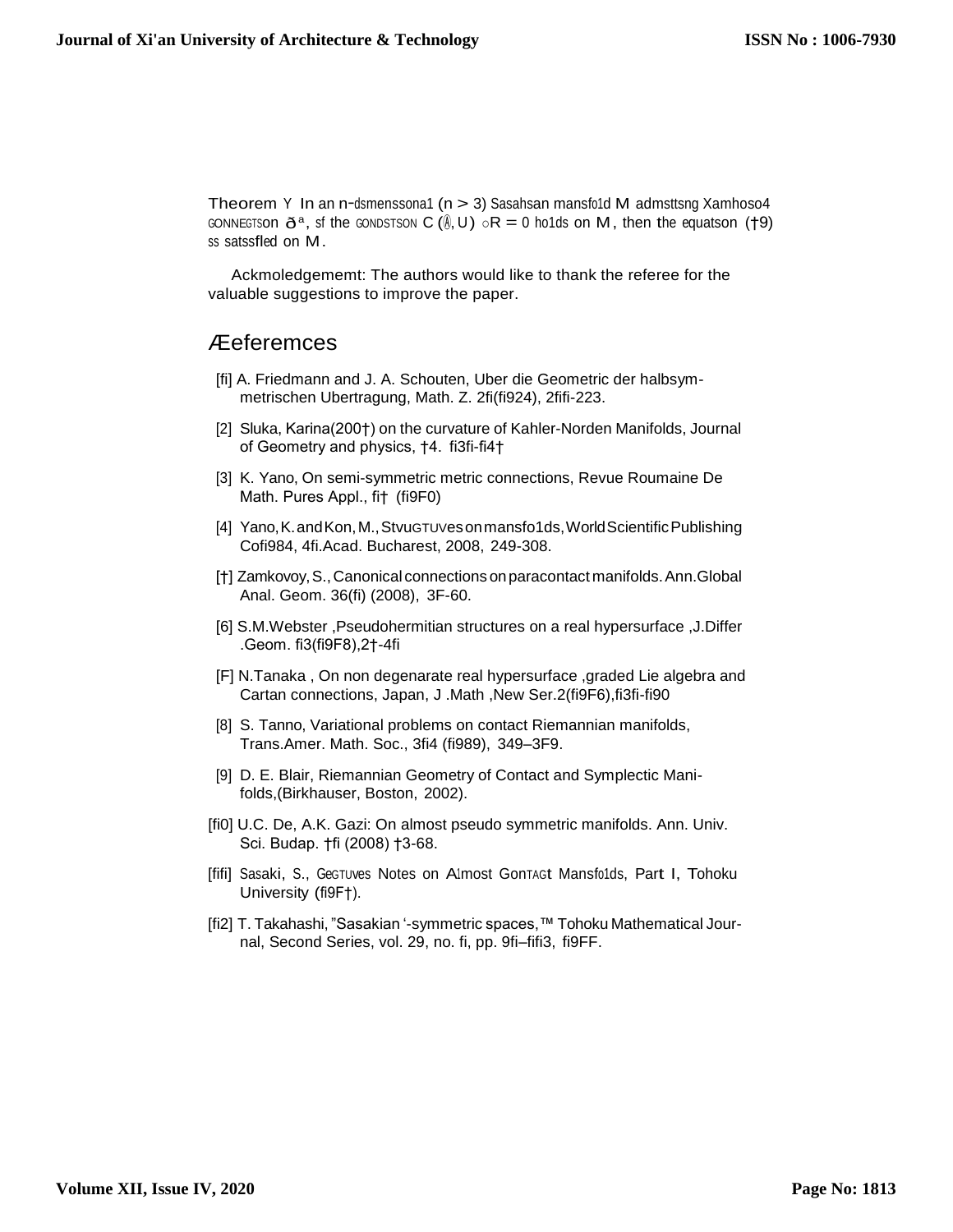Theorem Y In an n-dsmenssona1 ($n > 3$) Sasahsan mansfo1d M admsttsng Xamhoso4 GONNEGTSon $\eth^a$, sf the GONDSTSON C (Ⓐ, U) ◦R = 0 ho1ds on M, then the equatson (†9) ss satssfled on M.

Ackmoledgememt: The authors would like to thank the referee for the valuable suggestions to improve the paper.

## Æeferemces

[fi] A. Friedmann and J. A. Schouten, Uber die Geometric der halbsym- metrischen Ubertragung, Math. Z. 2fi(fi924), 2fifi-223.

[2] Sluka, Karina(200†) on the curvature of Kahler-Norden Manifolds, Journal of Geometry and physics, †4. fi3fi-fi4†

[3] K. Yano, On semi-symmetric metric connections, Revue Roumaine De Math. Pures Appl., fi† (fi9F0)

[4] Yano, K. and Kon, M., StvuGTUVes on mansfo1ds, World Scientific Publishing Cofi984, 4fi.Acad. Bucharest, 2008, 249-308.

[†] Zamkovoy, S., Canonical connections on paracontact manifolds. Ann.Global Anal. Geom. 36(fi) (2008), 3F-60.

[6] S.M.Webster ,Pseudohermitian structures on a real hypersurface ,J.Differ .Geom. fi3(fi9F8),2†-4fi

[F] N.Tanaka , On non degenarate real hypersurface ,graded Lie algebra and Cartan connections, Japan, J .Math ,New Ser.2(fi9F6),fi3fi-fi90

[8] S. Tanno, Variational problems on contact Riemannian manifolds, Trans.Amer. Math. Soc., 3fi4 (fi989), 349–3F9.

[9] D. E. Blair, Riemannian Geometry of Contact and Symplectic Mani- folds,(Birkhauser, Boston, 2002).

[fi0] U.C. De, A.K. Gazi: On almost pseudo symmetric manifolds. Ann. Univ. Sci. Budap. †fi (2008) †3-68.

[fifi] Sasaki, S., GeGTUVes Notes on A1most GonTAGt Mansfo1ds, Part I, Tohoku University (fi9F†).

[fi2] T. Takahashi, "Sasakian '-symmetric spaces,™ Tohoku Mathematical Jour- nal, Second Series, vol. 29, no. fi, pp. 9fi–fifi3, fi9FF.